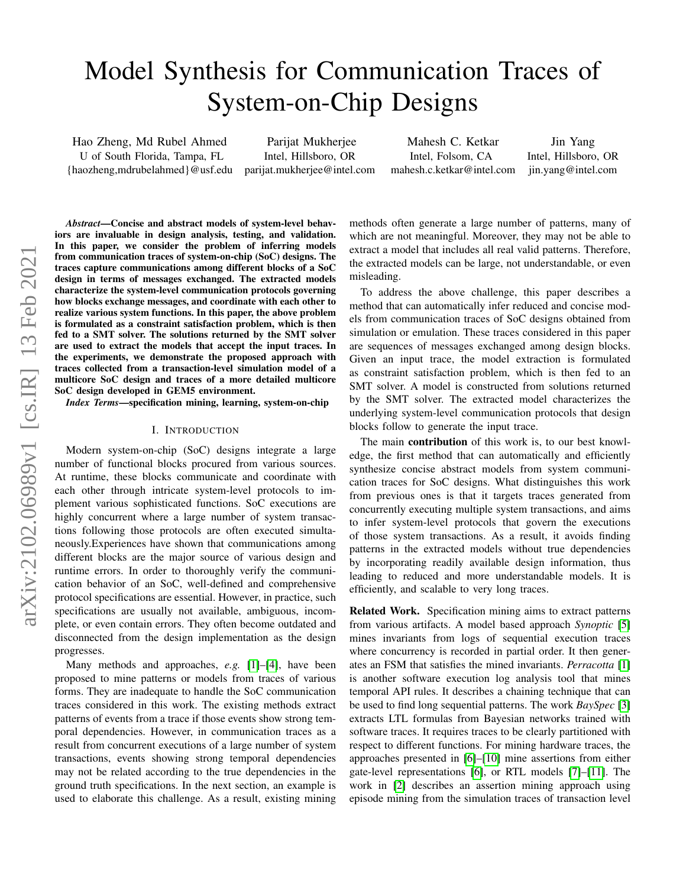# Model Synthesis for Communication Traces of System-on-Chip Designs

Hao Zheng, Md Rubel Ahmed
U of South Florida, Tampa, FL
{haozheng,mdrubelahmed}@usf.edu

Parijat Mukherjee
Intel, Hillsboro, OR
parijat.mukherjee@intel.com

Mahesh C. Ketkar
Intel, Folsom, CA
mahesh.c.ketkar@intel.com

Jin Yang
Intel, Hillsboro, OR
jin.yang@intel.com

***Abstract*—Concise and abstract models of system-level behaviors are invaluable in design analysis, testing, and validation. In this paper, we consider the problem of inferring models from communication traces of system-on-chip (SoC) designs. The traces capture communications among different blocks of a SoC design in terms of messages exchanged. The extracted models characterize the system-level communication protocols governing how blocks exchange messages, and coordinate with each other to realize various system functions. In this paper, the above problem is formulated as a constraint satisfaction problem, which is then fed to a SMT solver. The solutions returned by the SMT solver are used to extract the models that accept the input traces. In the experiments, we demonstrate the proposed approach with traces collected from a transaction-level simulation model of a multicore SoC design and traces of a more detailed multicore SoC design developed in GEM5 environment.**

***Index Terms*—specification mining, learning, system-on-chip**

## I. Introduction

Modern system-on-chip (SoC) designs integrate a large number of functional blocks procured from various sources. At runtime, these blocks communicate and coordinate with each other through intricate system-level protocols to implement various sophisticated functions. SoC executions are highly concurrent where a large number of system transactions following those protocols are often executed simultaneously.Experiences have shown that communications among different blocks are the major source of various design and runtime errors. In order to thoroughly verify the communication behavior of an SoC, well-defined and comprehensive protocol specifications are essential. However, in practice, such specifications are usually not available, ambiguous, incomplete, or even contain errors. They often become outdated and disconnected from the design implementation as the design progresses.

Many methods and approaches, *e.g.* [1]–[4], have been proposed to mine patterns or models from traces of various forms. They are inadequate to handle the SoC communication traces considered in this work. The existing methods extract patterns of events from a trace if those events show strong temporal dependencies. However, in communication traces as a result from concurrent executions of a large number of system transactions, events showing strong temporal dependencies may not be related according to the true dependencies in the ground truth specifications. In the next section, an example is used to elaborate this challenge. As a result, existing mining methods often generate a large number of patterns, many of which are not meaningful. Moreover, they may not be able to extract a model that includes all real valid patterns. Therefore, the extracted models can be large, not understandable, or even misleading.

To address the above challenge, this paper describes a method that can automatically infer reduced and concise models from communication traces of SoC designs obtained from simulation or emulation. These traces considered in this paper are sequences of messages exchanged among design blocks. Given an input trace, the model extraction is formulated as constraint satisfaction problem, which is then fed to an SMT solver. A model is constructed from solutions returned by the SMT solver. The extracted model characterizes the underlying system-level communication protocols that design blocks follow to generate the input trace.

The main **contribution** of this work is, to our best knowledge, the first method that can automatically and efficiently synthesize concise abstract models from system communication traces for SoC designs. What distinguishes this work from previous ones is that it targets traces generated from concurrently executing multiple system transactions, and aims to infer system-level protocols that govern the executions of those system transactions. As a result, it avoids finding patterns in the extracted models without true dependencies by incorporating readily available design information, thus leading to reduced and more understandable models. It is efficiently, and scalable to very long traces.

**Related Work.** Specification mining aims to extract patterns from various artifacts. A model based approach *Synoptic* [5] mines invariants from logs of sequential execution traces where concurrency is recorded in partial order. It then generates an FSM that satisfies the mined invariants. *Perracotta* [1] is another software execution log analysis tool that mines temporal API rules. It describes a chaining technique that can be used to find long sequential patterns. The work *BaySpec* [3] extracts LTL formulas from Bayesian networks trained with software traces. It requires traces to be clearly partitioned with respect to different functions. For mining hardware traces, the approaches presented in [6]–[10] mine assertions from either gate-level representations [6], or RTL models [7]–[11]. The work in [2] describes an assertion mining approach using episode mining from the simulation traces of transaction level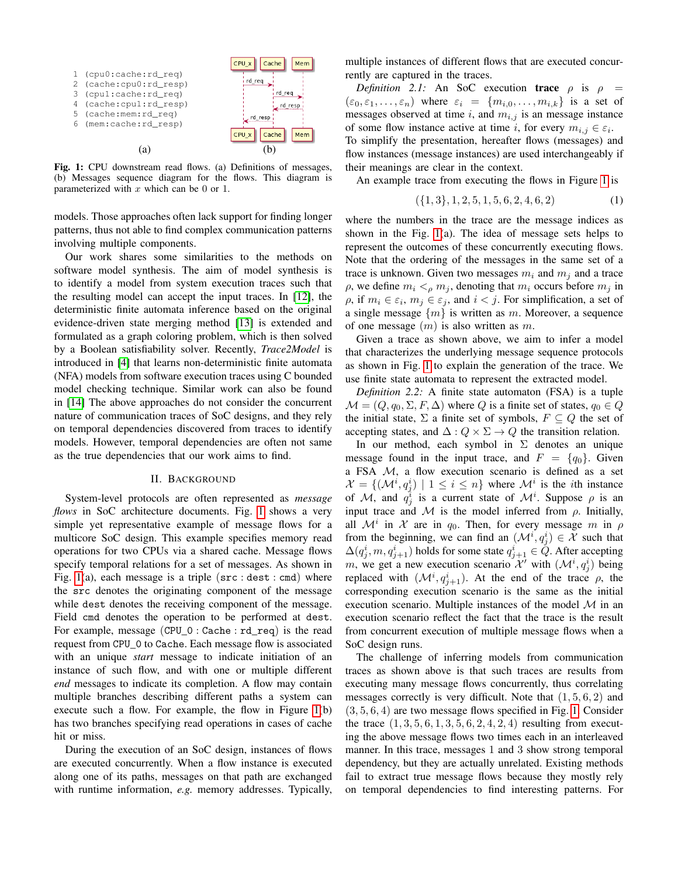```
1  (cpu0:cache:rd_req)
2  (cache:cpu0:rd_resp)
3  (cpu1:cache:rd_req)
4  (cache:cpu1:rd_resp)
5  (cache:mem:rd_req)
6  (mem:cache:rd_resp)
```

(a) (b)

**Fig. 1:** CPU downstream read flows. (a) Definitions of messages, (b) Messages sequence diagram for the flows. This diagram is parameterized with $x$ which can be 0 or 1.

models. Those approaches often lack support for finding longer patterns, thus not able to find complex communication patterns involving multiple components.

Our work shares some similarities to the methods on software model synthesis. The aim of model synthesis is to identify a model from system execution traces such that the resulting model can accept the input traces. In [12], the deterministic finite automata inference based on the original evidence-driven state merging method [13] is extended and formulated as a graph coloring problem, which is then solved by a Boolean satisfiability solver. Recently, *Trace2Model* is introduced in [4] that learns non-deterministic finite automata (NFA) models from software execution traces using C bounded model checking technique. Similar work can also be found in [14] The above approaches do not consider the concurrent nature of communication traces of SoC designs, and they rely on temporal dependencies discovered from traces to identify models. However, temporal dependencies are often not same as the true dependencies that our work aims to find.

## II. Background

System-level protocols are often represented as *message flows* in SoC architecture documents. Fig. 1 shows a very simple yet representative example of message flows for a multicore SoC design. This example specifies memory read operations for two CPUs via a shared cache. Message flows specify temporal relations for a set of messages. As shown in Fig. 1(a), each message is a triple (`src` : `dest` : `cmd`) where the `src` denotes the originating component of the message while `dest` denotes the receiving component of the message. Field `cmd` denotes the operation to be performed at `dest`. For example, message (`CPU_0` : `Cache` : `rd_req`) is the read request from `CPU_0` to `Cache`. Each message flow is associated with an unique *start* message to indicate initiation of an instance of such flow, and with one or multiple different *end* messages to indicate its completion. A flow may contain multiple branches describing different paths a system can execute such a flow. For example, the flow in Figure 1(b) has two branches specifying read operations in cases of cache hit or miss.

During the execution of an SoC design, instances of flows are executed concurrently. When a flow instance is executed along one of its paths, messages on that path are exchanged with runtime information, *e.g.* memory addresses. Typically, multiple instances of different flows that are executed concurrently are captured in the traces.

*Definition 2.1:* An SoC execution **trace** $\rho$ is $\rho = (\varepsilon_0, \varepsilon_1, \ldots, \varepsilon_n)$ where $\varepsilon_i = \{m_{i,0}, \ldots, m_{i,k}\}$ is a set of messages observed at time $i$, and $m_{i,j}$ is an message instance of some flow instance active at time $i$, for every $m_{i,j} \in \varepsilon_i$. To simplify the presentation, hereafter flows (messages) and flow instances (message instances) are used interchangeably if their meanings are clear in the context.

An example trace from executing the flows in Figure 1 is

$$(\{1,3\}, 1, 2, 5, 1, 5, 6, 2, 4, 6, 2) \tag{1}$$

where the numbers in the trace are the message indices as shown in the Fig. 1(a). The idea of message sets helps to represent the outcomes of these concurrently executing flows. Note that the ordering of the messages in the same set of a trace is unknown. Given two messages $m_i$ and $m_j$ and a trace $\rho$, we define $m_i <_\rho m_j$, denoting that $m_i$ occurs before $m_j$ in $\rho$, if $m_i \in \varepsilon_i$, $m_j \in \varepsilon_j$, and $i < j$. For simplification, a set of a single message $\{m\}$ is written as $m$. Moreover, a sequence of one message $(m)$ is also written as $m$.

Given a trace as shown above, we aim to infer a model that characterizes the underlying message sequence protocols as shown in Fig. 1 to explain the generation of the trace. We use finite state automata to represent the extracted model.

*Definition 2.2:* A finite state automaton (FSA) is a tuple $\mathcal{M} = (Q, q_0, \Sigma, F, \Delta)$ where $Q$ is a finite set of states, $q_0 \in Q$ the initial state, $\Sigma$ a finite set of symbols, $F \subseteq Q$ the set of accepting states, and $\Delta : Q \times \Sigma \to Q$ the transition relation.

In our method, each symbol in $\Sigma$ denotes an unique message found in the input trace, and $F = \{q_0\}$. Given a FSA $\mathcal{M}$, a flow execution scenario is defined as a set $\mathcal{X} = \{(\mathcal{M}^i, q^i_j) \mid 1 \le i \le n\}$ where $\mathcal{M}^i$ is the $i$th instance of $\mathcal{M}$, and $q^i_j$ is a current state of $\mathcal{M}^i$. Suppose $\rho$ is an input trace and $\mathcal{M}$ is the model inferred from $\rho$. Initially, all $\mathcal{M}^i$ in $\mathcal{X}$ are in $q_0$. Then, for every message $m$ in $\rho$ from the beginning, we can find an $(\mathcal{M}^i, q^i_j) \in \mathcal{X}$ such that $\Delta(q^i_j, m, q^i_{j+1})$ holds for some state $q^i_{j+1} \in Q$. After accepting $m$, we get a new execution scenario $\mathcal{X}'$ with $(\mathcal{M}^i, q^i_j)$ being replaced with $(\mathcal{M}^i, q^i_{j+1})$. At the end of the trace $\rho$, the corresponding execution scenario is the same as the initial execution scenario. Multiple instances of the model $\mathcal{M}$ in an execution scenario reflect the fact that the trace is the result from concurrent execution of multiple message flows when a SoC design runs.

The challenge of inferring models from communication traces as shown above is that such traces are results from executing many message flows concurrently, thus correlating messages correctly is very difficult. Note that $(1, 5, 6, 2)$ and $(3, 5, 6, 4)$ are two message flows specified in Fig. 1. Consider the trace $(1, 3, 5, 6, 1, 3, 5, 6, 2, 4, 2, 4)$ resulting from executing the above message flows two times each in an interleaved manner. In this trace, messages 1 and 3 show strong temporal dependency, but they are actually unrelated. Existing methods fail to extract true message flows because they mostly rely on temporal dependencies to find interesting patterns. For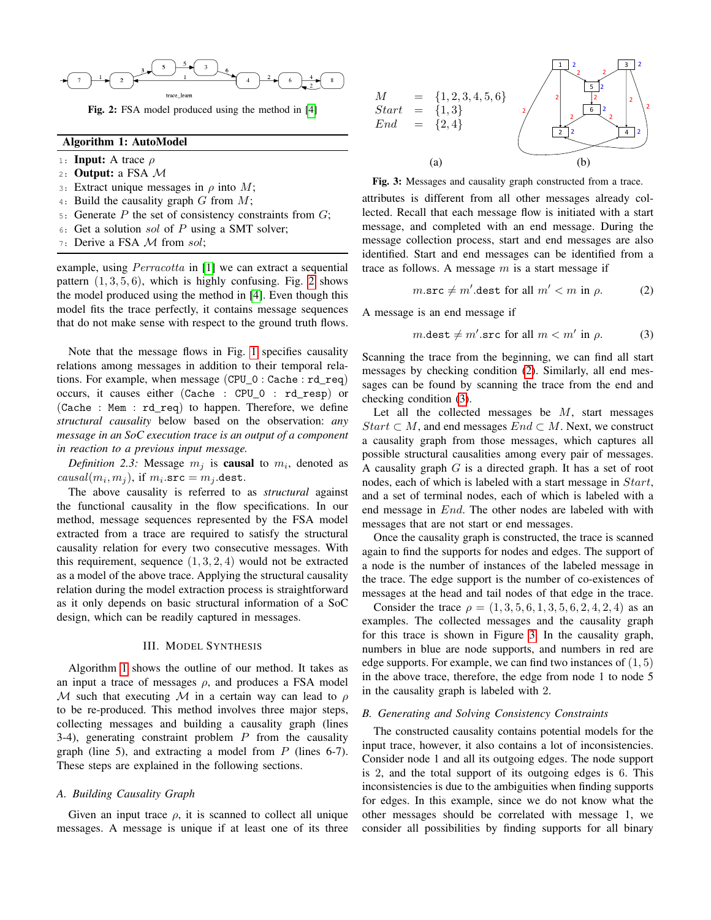Fig. 2: FSA model produced using the method in [4]

**Algorithm 1: AutoModel**

1: **Input:** A trace $\rho$
2: **Output:** a FSA $\mathcal{M}$
3: Extract unique messages in $\rho$ into $M$;
4: Build the causality graph $G$ from $M$;
5: Generate $P$ the set of consistency constraints from $G$;
6: Get a solution $sol$ of $P$ using a SMT solver;
7: Derive a FSA $\mathcal{M}$ from $sol$;

example, using *Perracotta* in [1] we can extract a sequential pattern $(1, 3, 5, 6)$, which is highly confusing. Fig. 2 shows the model produced using the method in [4]. Even though this model fits the trace perfectly, it contains message sequences that do not make sense with respect to the ground truth flows.

Note that the message flows in Fig. 1 specifies causality relations among messages in addition to their temporal relations. For example, when message (CPU_0 : Cache : rd_req) occurs, it causes either (Cache : CPU_0 : rd_resp) or (Cache : Mem : rd_req) to happen. Therefore, we define *structural causality* below based on the observation: *any message in an SoC execution trace is an output of a component in reaction to a previous input message.*

*Definition 2.3:* Message $m_j$ is **causal** to $m_i$, denoted as $causal(m_i, m_j)$, if $m_i.\texttt{src} = m_j.\texttt{dest}$.

The above causality is referred to as *structural* against the functional causality in the flow specifications. In our method, message sequences represented by the FSA model extracted from a trace are required to satisfy the structural causality relation for every two consecutive messages. With this requirement, sequence $(1, 3, 2, 4)$ would not be extracted as a model of the above trace. Applying the structural causality relation during the model extraction process is straightforward as it only depends on basic structural information of a SoC design, which can be readily captured in messages.

## III. Model Synthesis

Algorithm 1 shows the outline of our method. It takes as an input a trace of messages $\rho$, and produces a FSA model $\mathcal{M}$ such that executing $\mathcal{M}$ in a certain way can lead to $\rho$ to be re-produced. This method involves three major steps, collecting messages and building a causality graph (lines 3-4), generating constraint problem $P$ from the causality graph (line 5), and extracting a model from $P$ (lines 6-7). These steps are explained in the following sections.

### A. Building Causality Graph

Given an input trace $\rho$, it is scanned to collect all unique messages. A message is unique if at least one of its three attributes is different from all other messages already collected. Recall that each message flow is initiated with a start message, and completed with an end message. During the message collection process, start and end messages are also identified. Start and end messages can be identified from a trace as follows. A message $m$ is a start message if

$$m.\texttt{src} \neq m'.\texttt{dest} \text{ for all } m' < m \text{ in } \rho. \tag{2}$$

A message is an end message if

$$m.\texttt{dest} \neq m'.\texttt{src} \text{ for all } m < m' \text{ in } \rho. \tag{3}$$

Scanning the trace from the beginning, we can find all start messages by checking condition (2). Similarly, all end messages can be found by scanning the trace from the end and checking condition (3).

Let all the collected messages be $M$, start messages $Start \subset M$, and end messages $End \subset M$. Next, we construct a causality graph from those messages, which captures all possible structural causalities among every pair of messages. A causality graph $G$ is a directed graph. It has a set of root nodes, each of which is labeled with a start message in $Start$, and a set of terminal nodes, each of which is labeled with a end message in $End$. The other nodes are labeled with with messages that are not start or end messages.

Once the causality graph is constructed, the trace is scanned again to find the supports for nodes and edges. The support of a node is the number of instances of the labeled message in the trace. The edge support is the number of co-existences of messages at the head and tail nodes of that edge in the trace.

Consider the trace $\rho = (1, 3, 5, 6, 1, 3, 5, 6, 2, 4, 2, 4)$ as an examples. The collected messages and the causality graph for this trace is shown in Figure 3. In the causality graph, numbers in blue are node supports, and numbers in red are edge supports. For example, we can find two instances of $(1, 5)$ in the above trace, therefore, the edge from node 1 to node 5 in the causality graph is labeled with 2.

$$M = \{1, 2, 3, 4, 5, 6\}$$
$$Start = \{1, 3\}$$
$$End = \{2, 4\}$$

(a) (b)

Fig. 3: Messages and causality graph constructed from a trace.

### B. Generating and Solving Consistency Constraints

The constructed causality contains potential models for the input trace, however, it also contains a lot of inconsistencies. Consider node 1 and all its outgoing edges. The node support is 2, and the total support of its outgoing edges is 6. This inconsistencies is due to the ambiguities when finding supports for edges. In this example, since we do not know what the other messages should be correlated with message 1, we consider all possibilities by finding supports for all binary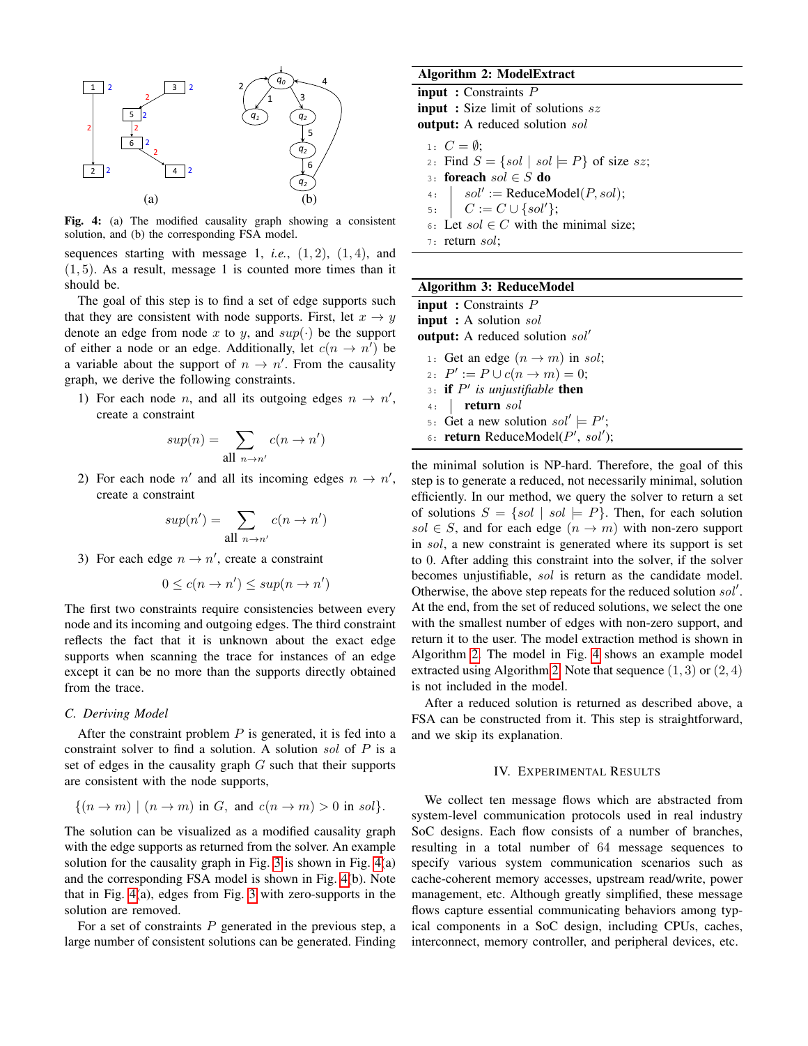Fig. 4: (a) The modified causality graph showing a consistent solution, and (b) the corresponding FSA model.

sequences starting with message 1, *i.e.*, $(1,2)$, $(1,4)$, and $(1,5)$. As a result, message 1 is counted more times than it should be.

The goal of this step is to find a set of edge supports such that they are consistent with node supports. First, let $x \rightarrow y$ denote an edge from node $x$ to $y$, and $sup(\cdot)$ be the support of either a node or an edge. Additionally, let $c(n \rightarrow n')$ be a variable about the support of $n \rightarrow n'$. From the causality graph, we derive the following constraints.

1) For each node $n$, and all its outgoing edges $n \rightarrow n'$, create a constraint
$$sup(n) = \sum_{\text{all } n \rightarrow n'} c(n \rightarrow n')$$
2) For each node $n'$ and all its incoming edges $n \rightarrow n'$, create a constraint
$$sup(n') = \sum_{\text{all } n \rightarrow n'} c(n \rightarrow n')$$
3) For each edge $n \rightarrow n'$, create a constraint
$$0 \leq c(n \rightarrow n') \leq sup(n \rightarrow n')$$

The first two constraints require consistencies between every node and its incoming and outgoing edges. The third constraint reflects the fact that it is unknown about the exact edge supports when scanning the trace for instances of an edge except it can be no more than the supports directly obtained from the trace.

### C. Deriving Model

After the constraint problem $P$ is generated, it is fed into a constraint solver to find a solution. A solution $sol$ of $P$ is a set of edges in the causality graph $G$ such that their supports are consistent with the node supports,

$$\{(n \rightarrow m) \mid (n \rightarrow m) \text{ in } G, \text{ and } c(n \rightarrow m) > 0 \text{ in } sol\}.$$

The solution can be visualized as a modified causality graph with the edge supports as returned from the solver. An example solution for the causality graph in Fig. 3 is shown in Fig. 4(a) and the corresponding FSA model is shown in Fig. 4(b). Note that in Fig. 4(a), edges from Fig. 3 with zero-supports in the solution are removed.

For a set of constraints $P$ generated in the previous step, a large number of consistent solutions can be generated. Finding

**Algorithm 2: ModelExtract**

**input** : Constraints $P$
**input** : Size limit of solutions $sz$
**output:** A reduced solution $sol$

```
1: C = ∅;
2: Find S = {sol | sol ⊨ P} of size sz;
3: foreach sol ∈ S do
4:     sol' := ReduceModel(P, sol);
5:     C := C ∪ {sol'};
6: Let sol ∈ C with the minimal size;
7: return sol;
```

**Algorithm 3: ReduceModel**

**input** : Constraints $P$
**input** : A solution $sol$
**output:** A reduced solution $sol'$

```
1: Get an edge (n → m) in sol;
2: P' := P ∪ c(n → m) = 0;
3: if P' is unjustifiable then
4:     return sol
5: Get a new solution sol' ⊨ P';
6: return ReduceModel(P', sol');
```

the minimal solution is NP-hard. Therefore, the goal of this step is to generate a reduced, not necessarily minimal, solution efficiently. In our method, we query the solver to return a set of solutions $S = \{sol \mid sol \models P\}$. Then, for each solution $sol \in S$, and for each edge $(n \rightarrow m)$ with non-zero support in $sol$, a new constraint is generated where its support is set to 0. After adding this constraint into the solver, if the solver becomes unjustifiable, $sol$ is return as the candidate model. Otherwise, the above step repeats for the reduced solution $sol'$. At the end, from the set of reduced solutions, we select the one with the smallest number of edges with non-zero support, and return it to the user. The model extraction method is shown in Algorithm 2. The model in Fig. 4 shows an example model extracted using Algorithm 2. Note that sequence $(1,3)$ or $(2,4)$ is not included in the model.

After a reduced solution is returned as described above, a FSA can be constructed from it. This step is straightforward, and we skip its explanation.

## IV. Experimental Results

We collect ten message flows which are abstracted from system-level communication protocols used in real industry SoC designs. Each flow consists of a number of branches, resulting in a total number of 64 message sequences to specify various system communication scenarios such as cache-coherent memory accesses, upstream read/write, power management, etc. Although greatly simplified, these message flows capture essential communicating behaviors among typical components in a SoC design, including CPUs, caches, interconnect, memory controller, and peripheral devices, etc.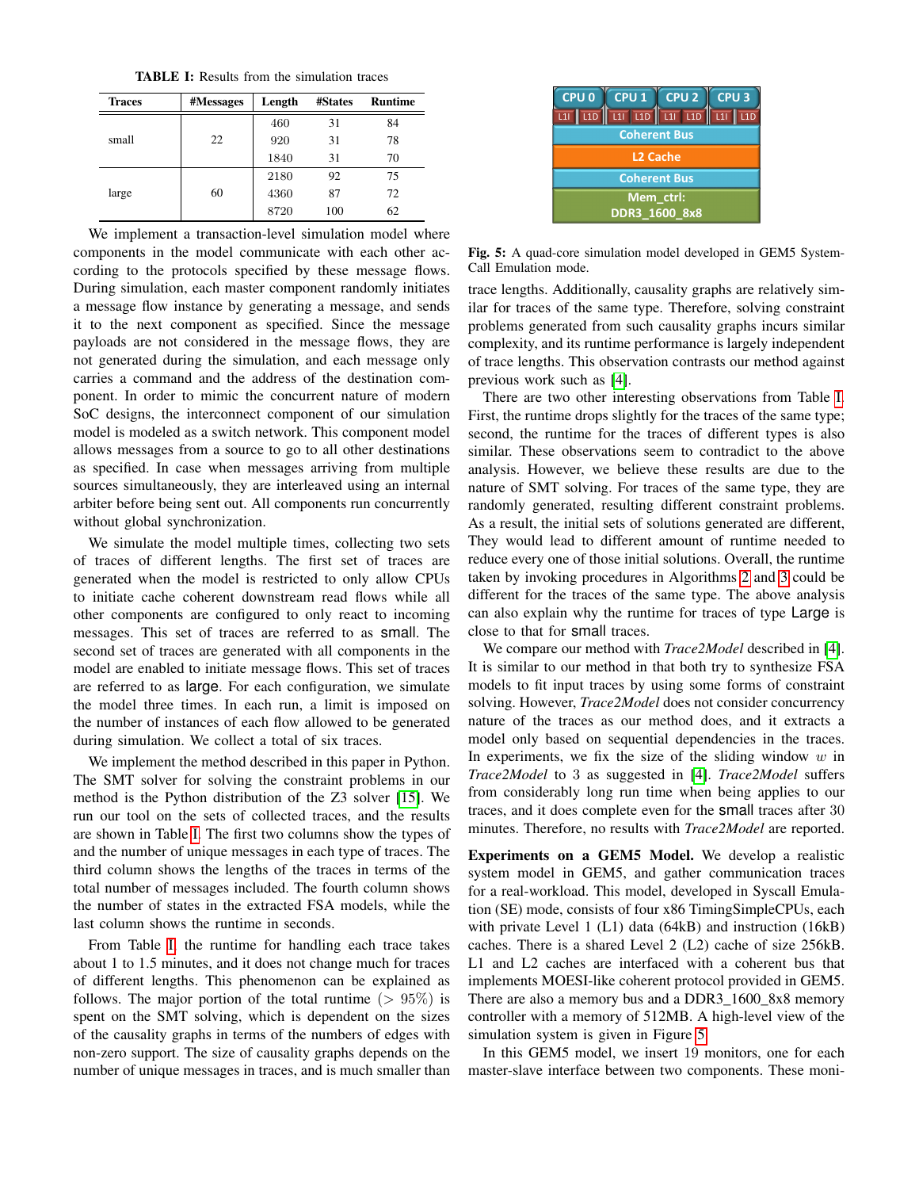**TABLE I:** Results from the simulation traces

| Traces | #Messages | Length | #States | Runtime |
|---|---|---|---|---|
| small | 22 | 460 | 31 | 84 |
| | | 920 | 31 | 78 |
| | | 1840 | 31 | 70 |
| large | 60 | 2180 | 92 | 75 |
| | | 4360 | 87 | 72 |
| | | 8720 | 100 | 62 |

We implement a transaction-level simulation model where components in the model communicate with each other according to the protocols specified by these message flows. During simulation, each master component randomly initiates a message flow instance by generating a message, and sends it to the next component as specified. Since the message payloads are not considered in the message flows, they are not generated during the simulation, and each message only carries a command and the address of the destination component. In order to mimic the concurrent nature of modern SoC designs, the interconnect component of our simulation model is modeled as a switch network. This component model allows messages from a source to go to all other destinations as specified. In case when messages arriving from multiple sources simultaneously, they are interleaved using an internal arbiter before being sent out. All components run concurrently without global synchronization.

We simulate the model multiple times, collecting two sets of traces of different lengths. The first set of traces are generated when the model is restricted to only allow CPUs to initiate cache coherent downstream read flows while all other components are configured to only react to incoming messages. This set of traces are referred to as small. The second set of traces are generated with all components in the model are enabled to initiate message flows. This set of traces are referred to as large. For each configuration, we simulate the model three times. In each run, a limit is imposed on the number of instances of each flow allowed to be generated during simulation. We collect a total of six traces.

We implement the method described in this paper in Python. The SMT solver for solving the constraint problems in our method is the Python distribution of the Z3 solver [15]. We run our tool on the sets of collected traces, and the results are shown in Table I. The first two columns show the types of and the number of unique messages in each type of traces. The third column shows the lengths of the traces in terms of the total number of messages included. The fourth column shows the number of states in the extracted FSA models, while the last column shows the runtime in seconds.

From Table I, the runtime for handling each trace takes about 1 to 1.5 minutes, and it does not change much for traces of different lengths. This phenomenon can be explained as follows. The major portion of the total runtime ($> 95\%$) is spent on the SMT solving, which is dependent on the sizes of the causality graphs in terms of the numbers of edges with non-zero support. The size of causality graphs depends on the number of unique messages in traces, and is much smaller than trace lengths. Additionally, causality graphs are relatively similar for traces of the same type. Therefore, solving constraint problems generated from such causality graphs incurs similar complexity, and its runtime performance is largely independent of trace lengths. This observation contrasts our method against previous work such as [4].

There are two other interesting observations from Table I. First, the runtime drops slightly for the traces of the same type; second, the runtime for the traces of different types is also similar. These observations seem to contradict to the above analysis. However, we believe these results are due to the nature of SMT solving. For traces of the same type, they are randomly generated, resulting different constraint problems. As a result, the initial sets of solutions generated are different, They would lead to different amount of runtime needed to reduce every one of those initial solutions. Overall, the runtime taken by invoking procedures in Algorithms 2 and 3 could be different for the traces of the same type. The above analysis can also explain why the runtime for traces of type Large is close to that for small traces.

We compare our method with *Trace2Model* described in [4]. It is similar to our method in that both try to synthesize FSA models to fit input traces by using some forms of constraint solving. However, *Trace2Model* does not consider concurrency nature of the traces as our method does, and it extracts a model only based on sequential dependencies in the traces. In experiments, we fix the size of the sliding window $w$ in *Trace2Model* to 3 as suggested in [4]. *Trace2Model* suffers from considerably long run time when being applies to our traces, and it does complete even for the small traces after 30 minutes. Therefore, no results with *Trace2Model* are reported.

**Fig. 5:** A quad-core simulation model developed in GEM5 System-Call Emulation mode.

**Experiments on a GEM5 Model.** We develop a realistic system model in GEM5, and gather communication traces for a real-workload. This model, developed in Syscall Emulation (SE) mode, consists of four x86 TimingSimpleCPUs, each with private Level 1 (L1) data (64kB) and instruction (16kB) caches. There is a shared Level 2 (L2) cache of size 256kB. L1 and L2 caches are interfaced with a coherent bus that implements MOESI-like coherent protocol provided in GEM5. There are also a memory bus and a DDR3_1600_8x8 memory controller with a memory of 512MB. A high-level view of the simulation system is given in Figure 5.

In this GEM5 model, we insert 19 monitors, one for each master-slave interface between two components. These moni-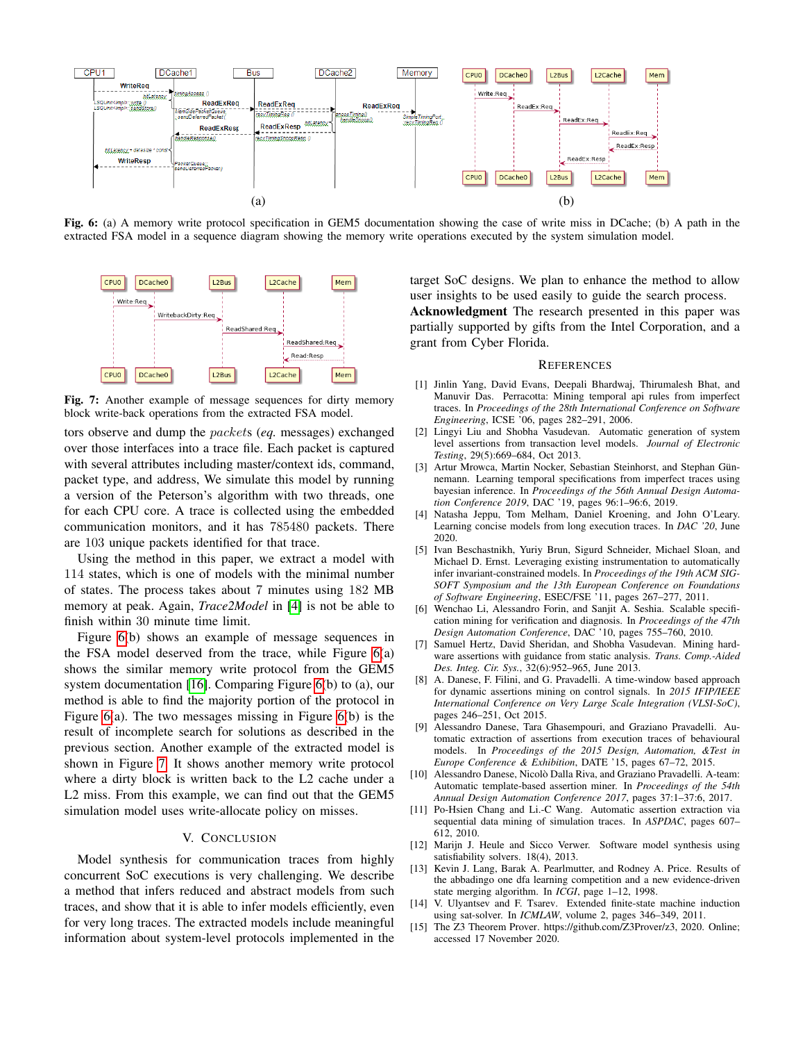**Fig. 6:** (a) A memory write protocol specification in GEM5 documentation showing the case of write miss in DCache; (b) A path in the extracted FSA model in a sequence diagram showing the memory write operations executed by the system simulation model.

**Fig. 7:** Another example of message sequences for dirty memory block write-back operations from the extracted FSA model.

tors observe and dump the *packets* (*eq.* messages) exchanged over those interfaces into a trace file. Each packet is captured with several attributes including master/context ids, command, packet type, and address, We simulate this model by running a version of the Peterson's algorithm with two threads, one for each CPU core. A trace is collected using the embedded communication monitors, and it has 785480 packets. There are 103 unique packets identified for that trace.

Using the method in this paper, we extract a model with 114 states, which is one of models with the minimal number of states. The process takes about 7 minutes using 182 MB memory at peak. Again, *Trace2Model* in [4] is not be able to finish within 30 minute time limit.

Figure 6(b) shows an example of message sequences in the FSA model deserved from the trace, while Figure 6(a) shows the similar memory write protocol from the GEM5 system documentation [16]. Comparing Figure 6(b) to (a), our method is able to find the majority portion of the protocol in Figure 6(a). The two messages missing in Figure 6(b) is the result of incomplete search for solutions as described in the previous section. Another example of the extracted model is shown in Figure 7. It shows another memory write protocol where a dirty block is written back to the L2 cache under a L2 miss. From this example, we can find out that the GEM5 simulation model uses write-allocate policy on misses.

## V. Conclusion

Model synthesis for communication traces from highly concurrent SoC executions is very challenging. We describe a method that infers reduced and abstract models from such traces, and show that it is able to infer models efficiently, even for very long traces. The extracted models include meaningful information about system-level protocols implemented in the target SoC designs. We plan to enhance the method to allow user insights to be used easily to guide the search process.

**Acknowledgment** The research presented in this paper was partially supported by gifts from the Intel Corporation, and a grant from Cyber Florida.

## References

[1] Jinlin Yang, David Evans, Deepali Bhardwaj, Thirumalesh Bhat, and Manuvir Das. Perracotta: Mining temporal api rules from imperfect traces. In *Proceedings of the 28th International Conference on Software Engineering*, ICSE '06, pages 282–291, 2006.

[2] Lingyi Liu and Shobha Vasudevan. Automatic generation of system level assertions from transaction level models. *Journal of Electronic Testing*, 29(5):669–684, Oct 2013.

[3] Artur Mrowca, Martin Nocker, Sebastian Steinhorst, and Stephan Günnemann. Learning temporal specifications from imperfect traces using bayesian inference. In *Proceedings of the 56th Annual Design Automation Conference 2019*, DAC '19, pages 96:1–96:6, 2019.

[4] Natasha Jeppu, Tom Melham, Daniel Kroening, and John O'Leary. Learning concise models from long execution traces. In *DAC '20*, June 2020.

[5] Ivan Beschastnikh, Yuriy Brun, Sigurd Schneider, Michael Sloan, and Michael D. Ernst. Leveraging existing instrumentation to automatically infer invariant-constrained models. In *Proceedings of the 19th ACM SIGSOFT Symposium and the 13th European Conference on Foundations of Software Engineering*, ESEC/FSE '11, pages 267–277, 2011.

[6] Wenchao Li, Alessandro Forin, and Sanjit A. Seshia. Scalable specification mining for verification and diagnosis. In *Proceedings of the 47th Design Automation Conference*, DAC '10, pages 755–760, 2010.

[7] Samuel Hertz, David Sheridan, and Shobha Vasudevan. Mining hardware assertions with guidance from static analysis. *Trans. Comp.-Aided Des. Integ. Cir. Sys.*, 32(6):952–965, June 2013.

[8] A. Danese, F. Filini, and G. Pravadelli. A time-window based approach for dynamic assertions mining on control signals. In *2015 IFIP/IEEE International Conference on Very Large Scale Integration (VLSI-SoC)*, pages 246–251, Oct 2015.

[9] Alessandro Danese, Tara Ghasempouri, and Graziano Pravadelli. Automatic extraction of assertions from execution traces of behavioural models. In *Proceedings of the 2015 Design, Automation, &Test in Europe Conference & Exhibition*, DATE '15, pages 67–72, 2015.

[10] Alessandro Danese, Nicolò Dalla Riva, and Graziano Pravadelli. A-team: Automatic template-based assertion miner. In *Proceedings of the 54th Annual Design Automation Conference 2017*, pages 37:1–37:6, 2017.

[11] Po-Hsien Chang and Li.-C Wang. Automatic assertion extraction via sequential data mining of simulation traces. In *ASPDAC*, pages 607–612, 2010.

[12] Marijn J. Heule and Sicco Verwer. Software model synthesis using satisfiability solvers. 18(4), 2013.

[13] Kevin J. Lang, Barak A. Pearlmutter, and Rodney A. Price. Results of the abbadingo one dfa learning competition and a new evidence-driven state merging algorithm. In *ICGI*, page 1–12, 1998.

[14] V. Ulyantsev and F. Tsarev. Extended finite-state machine induction using sat-solver. In *ICMLAW*, volume 2, pages 346–349, 2011.

[15] The Z3 Theorem Prover. https://github.com/Z3Prover/z3, 2020. Online; accessed 17 November 2020.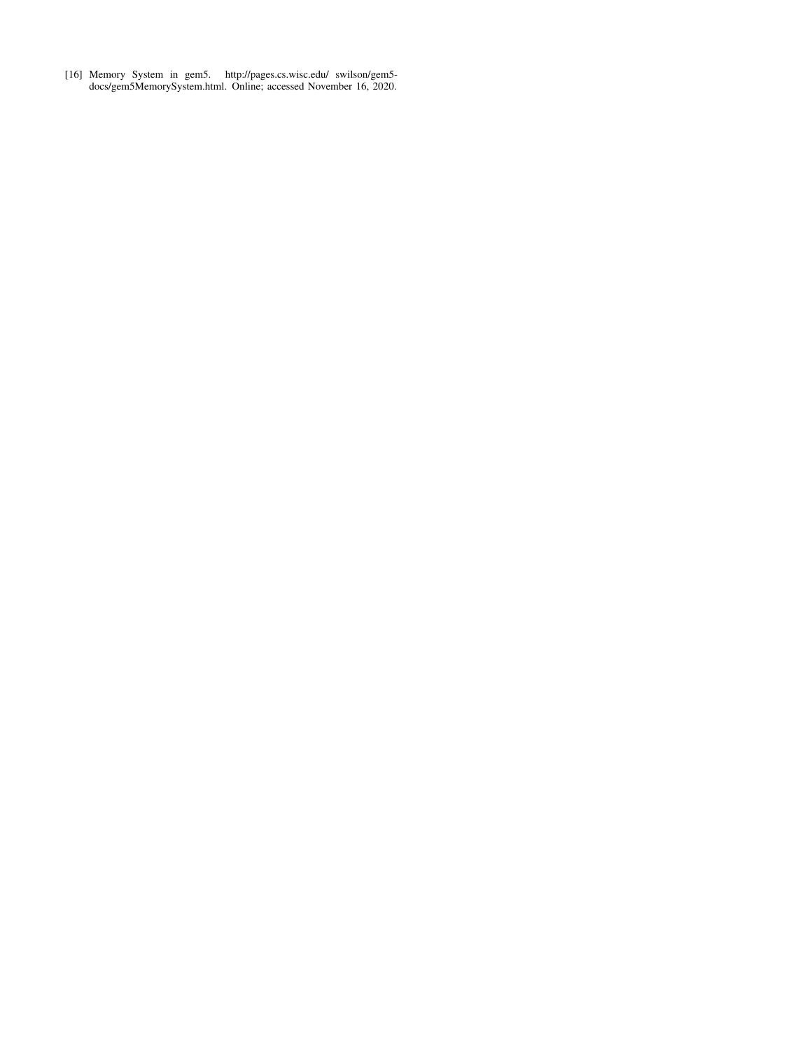[16] Memory System in gem5. http://pages.cs.wisc.edu/ swilson/gem5-docs/gem5MemorySystem.html. Online; accessed November 16, 2020.